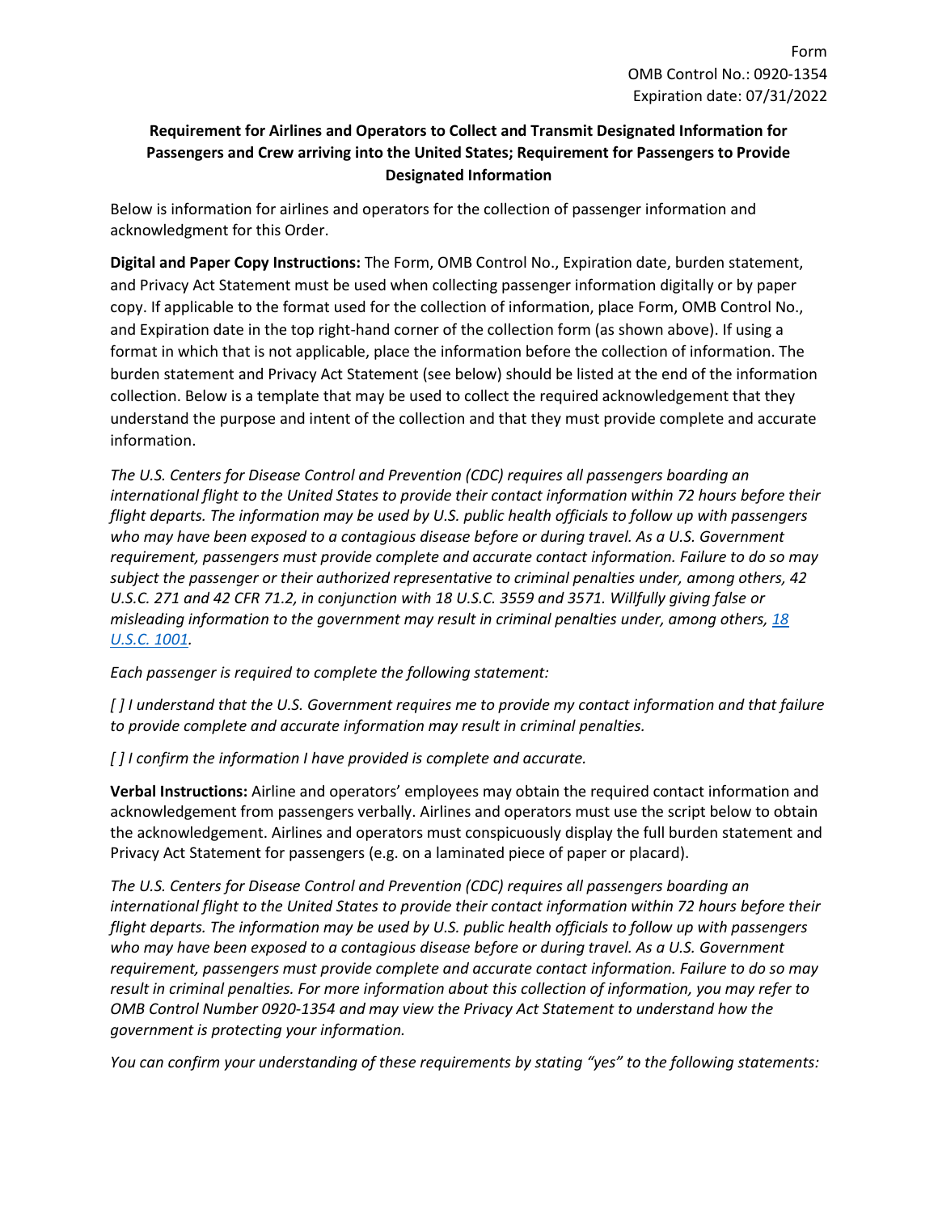Form
OMB Control No.: 0920-1354
Expiration date: 07/31/2022

**Requirement for Airlines and Operators to Collect and Transmit Designated Information for Passengers and Crew arriving into the United States; Requirement for Passengers to Provide Designated Information**

Below is information for airlines and operators for the collection of passenger information and acknowledgment for this Order.

**Digital and Paper Copy Instructions:** The Form, OMB Control No., Expiration date, burden statement, and Privacy Act Statement must be used when collecting passenger information digitally or by paper copy. If applicable to the format used for the collection of information, place Form, OMB Control No., and Expiration date in the top right-hand corner of the collection form (as shown above). If using a format in which that is not applicable, place the information before the collection of information. The burden statement and Privacy Act Statement (see below) should be listed at the end of the information collection. Below is a template that may be used to collect the required acknowledgement that they understand the purpose and intent of the collection and that they must provide complete and accurate information.

*The U.S. Centers for Disease Control and Prevention (CDC) requires all passengers boarding an international flight to the United States to provide their contact information within 72 hours before their flight departs. The information may be used by U.S. public health officials to follow up with passengers who may have been exposed to a contagious disease before or during travel. As a U.S. Government requirement, passengers must provide complete and accurate contact information. Failure to do so may subject the passenger or their authorized representative to criminal penalties under, among others, 42 U.S.C. 271 and 42 CFR 71.2, in conjunction with 18 U.S.C. 3559 and 3571. Willfully giving false or misleading information to the government may result in criminal penalties under, among others, 18 U.S.C. 1001.*

*Each passenger is required to complete the following statement:*

*[ ] I understand that the U.S. Government requires me to provide my contact information and that failure to provide complete and accurate information may result in criminal penalties.*

*[ ] I confirm the information I have provided is complete and accurate.*

**Verbal Instructions:** Airline and operators' employees may obtain the required contact information and acknowledgement from passengers verbally. Airlines and operators must use the script below to obtain the acknowledgement. Airlines and operators must conspicuously display the full burden statement and Privacy Act Statement for passengers (e.g. on a laminated piece of paper or placard).

*The U.S. Centers for Disease Control and Prevention (CDC) requires all passengers boarding an international flight to the United States to provide their contact information within 72 hours before their flight departs. The information may be used by U.S. public health officials to follow up with passengers who may have been exposed to a contagious disease before or during travel. As a U.S. Government requirement, passengers must provide complete and accurate contact information. Failure to do so may result in criminal penalties. For more information about this collection of information, you may refer to OMB Control Number 0920-1354 and may view the Privacy Act Statement to understand how the government is protecting your information.*

*You can confirm your understanding of these requirements by stating "yes" to the following statements:*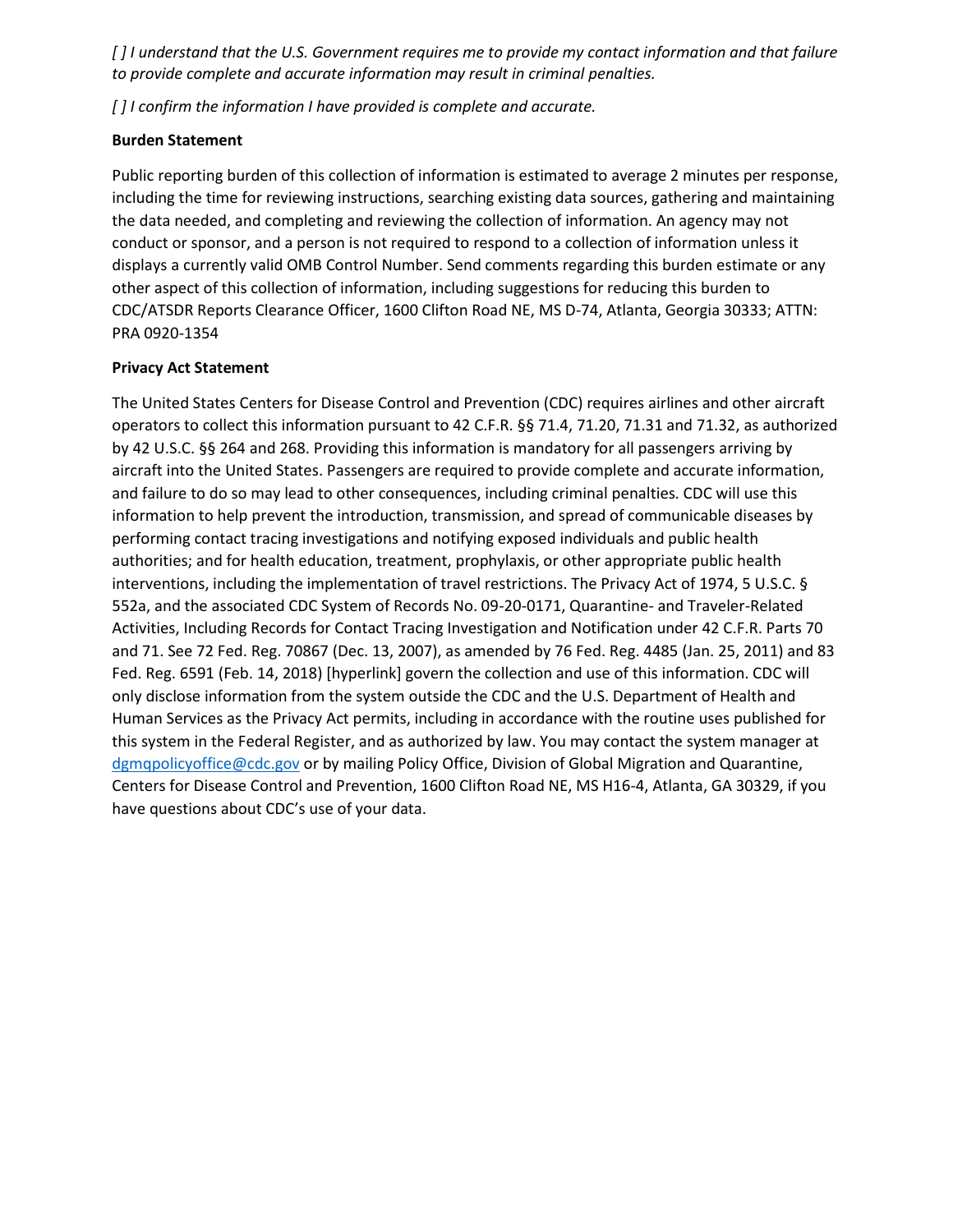*[ ] I understand that the U.S. Government requires me to provide my contact information and that failure to provide complete and accurate information may result in criminal penalties.*

*[ ] I confirm the information I have provided is complete and accurate.*

**Burden Statement**

Public reporting burden of this collection of information is estimated to average 2 minutes per response, including the time for reviewing instructions, searching existing data sources, gathering and maintaining the data needed, and completing and reviewing the collection of information. An agency may not conduct or sponsor, and a person is not required to respond to a collection of information unless it displays a currently valid OMB Control Number. Send comments regarding this burden estimate or any other aspect of this collection of information, including suggestions for reducing this burden to CDC/ATSDR Reports Clearance Officer, 1600 Clifton Road NE, MS D-74, Atlanta, Georgia 30333; ATTN: PRA 0920-1354

**Privacy Act Statement**

The United States Centers for Disease Control and Prevention (CDC) requires airlines and other aircraft operators to collect this information pursuant to 42 C.F.R. §§ 71.4, 71.20, 71.31 and 71.32, as authorized by 42 U.S.C. §§ 264 and 268. Providing this information is mandatory for all passengers arriving by aircraft into the United States. Passengers are required to provide complete and accurate information, and failure to do so may lead to other consequences, including criminal penalties. CDC will use this information to help prevent the introduction, transmission, and spread of communicable diseases by performing contact tracing investigations and notifying exposed individuals and public health authorities; and for health education, treatment, prophylaxis, or other appropriate public health interventions, including the implementation of travel restrictions. The Privacy Act of 1974, 5 U.S.C. § 552a, and the associated CDC System of Records No. 09-20-0171, Quarantine- and Traveler-Related Activities, Including Records for Contact Tracing Investigation and Notification under 42 C.F.R. Parts 70 and 71. See 72 Fed. Reg. 70867 (Dec. 13, 2007), as amended by 76 Fed. Reg. 4485 (Jan. 25, 2011) and 83 Fed. Reg. 6591 (Feb. 14, 2018) [hyperlink] govern the collection and use of this information. CDC will only disclose information from the system outside the CDC and the U.S. Department of Health and Human Services as the Privacy Act permits, including in accordance with the routine uses published for this system in the Federal Register, and as authorized by law. You may contact the system manager at dgmqpolicyoffice@cdc.gov or by mailing Policy Office, Division of Global Migration and Quarantine, Centers for Disease Control and Prevention, 1600 Clifton Road NE, MS H16-4, Atlanta, GA 30329, if you have questions about CDC's use of your data.